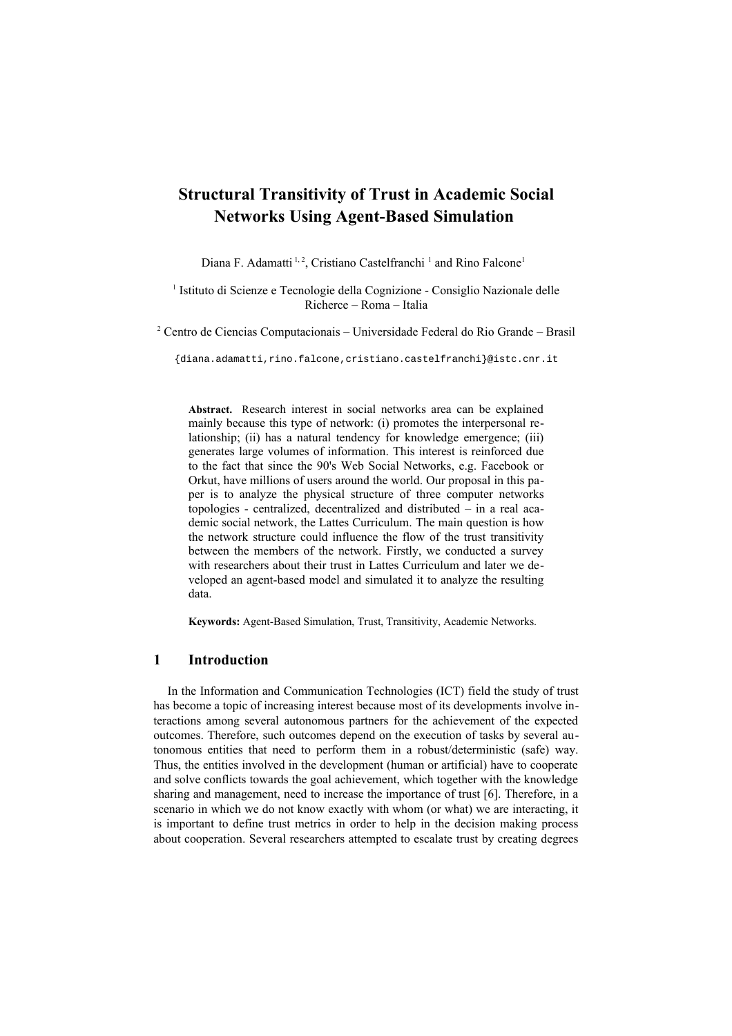# Structural Transitivity of Trust in Academic Social Networks Using Agent-Based Simulation

Diana F. Adamatti [1, 2], Cristiano Castelfranchi [1] and Rino Falcone[1]

[1] Istituto di Scienze e Tecnologie della Cognizione - Consiglio Nazionale delle Richerce – Roma – Italia

[2] Centro de Ciencias Computacionais – Universidade Federal do Rio Grande – Brasil

{diana.adamatti,rino.falcone,cristiano.castelfranchi}@istc.cnr.it

**Abstract.** Research interest in social networks area can be explained mainly because this type of network: (i) promotes the interpersonal relationship; (ii) has a natural tendency for knowledge emergence; (iii) generates large volumes of information. This interest is reinforced due to the fact that since the 90's Web Social Networks, e.g. Facebook or Orkut, have millions of users around the world. Our proposal in this paper is to analyze the physical structure of three computer networks topologies - centralized, decentralized and distributed – in a real academic social network, the Lattes Curriculum. The main question is how the network structure could influence the flow of the trust transitivity between the members of the network. Firstly, we conducted a survey with researchers about their trust in Lattes Curriculum and later we developed an agent-based model and simulated it to analyze the resulting data.

**Keywords:** Agent-Based Simulation, Trust, Transitivity, Academic Networks.

## 1 Introduction

In the Information and Communication Technologies (ICT) field the study of trust has become a topic of increasing interest because most of its developments involve interactions among several autonomous partners for the achievement of the expected outcomes. Therefore, such outcomes depend on the execution of tasks by several autonomous entities that need to perform them in a robust/deterministic (safe) way. Thus, the entities involved in the development (human or artificial) have to cooperate and solve conflicts towards the goal achievement, which together with the knowledge sharing and management, need to increase the importance of trust [6]. Therefore, in a scenario in which we do not know exactly with whom (or what) we are interacting, it is important to define trust metrics in order to help in the decision making process about cooperation. Several researchers attempted to escalate trust by creating degrees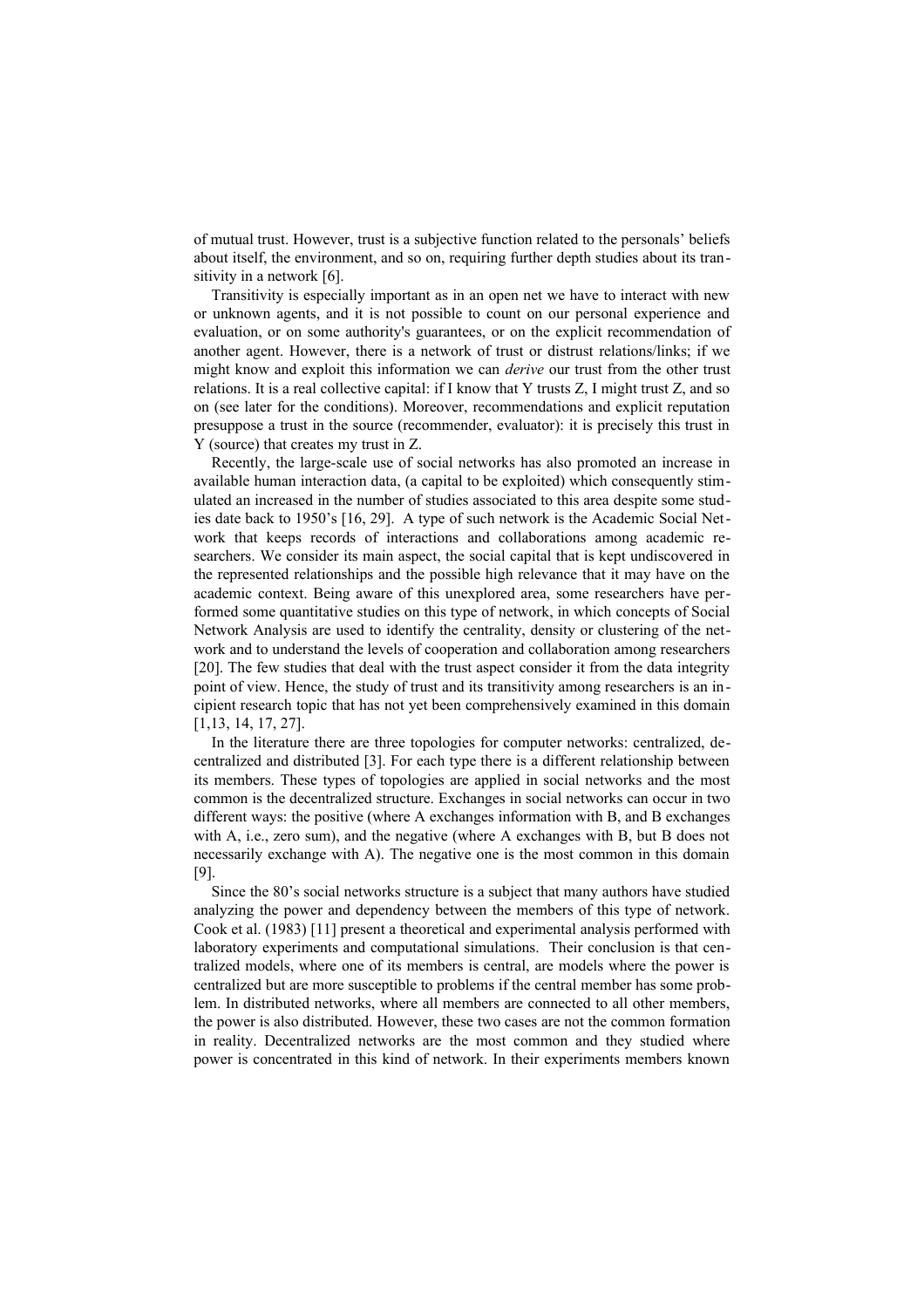of mutual trust. However, trust is a subjective function related to the personals' beliefs about itself, the environment, and so on, requiring further depth studies about its transitivity in a network [6].

Transitivity is especially important as in an open net we have to interact with new or unknown agents, and it is not possible to count on our personal experience and evaluation, or on some authority's guarantees, or on the explicit recommendation of another agent. However, there is a network of trust or distrust relations/links; if we might know and exploit this information we can *derive* our trust from the other trust relations. It is a real collective capital: if I know that Y trusts Z, I might trust Z, and so on (see later for the conditions). Moreover, recommendations and explicit reputation presuppose a trust in the source (recommender, evaluator): it is precisely this trust in Y (source) that creates my trust in Z.

Recently, the large-scale use of social networks has also promoted an increase in available human interaction data, (a capital to be exploited) which consequently stimulated an increased in the number of studies associated to this area despite some studies date back to 1950's [16, 29]. A type of such network is the Academic Social Network that keeps records of interactions and collaborations among academic researchers. We consider its main aspect, the social capital that is kept undiscovered in the represented relationships and the possible high relevance that it may have on the academic context. Being aware of this unexplored area, some researchers have performed some quantitative studies on this type of network, in which concepts of Social Network Analysis are used to identify the centrality, density or clustering of the network and to understand the levels of cooperation and collaboration among researchers [20]. The few studies that deal with the trust aspect consider it from the data integrity point of view. Hence, the study of trust and its transitivity among researchers is an incipient research topic that has not yet been comprehensively examined in this domain [1,13, 14, 17, 27].

In the literature there are three topologies for computer networks: centralized, decentralized and distributed [3]. For each type there is a different relationship between its members. These types of topologies are applied in social networks and the most common is the decentralized structure. Exchanges in social networks can occur in two different ways: the positive (where A exchanges information with B, and B exchanges with A, i.e., zero sum), and the negative (where A exchanges with B, but B does not necessarily exchange with A). The negative one is the most common in this domain [9].

Since the 80's social networks structure is a subject that many authors have studied analyzing the power and dependency between the members of this type of network. Cook et al. (1983) [11] present a theoretical and experimental analysis performed with laboratory experiments and computational simulations. Their conclusion is that centralized models, where one of its members is central, are models where the power is centralized but are more susceptible to problems if the central member has some problem. In distributed networks, where all members are connected to all other members, the power is also distributed. However, these two cases are not the common formation in reality. Decentralized networks are the most common and they studied where power is concentrated in this kind of network. In their experiments members known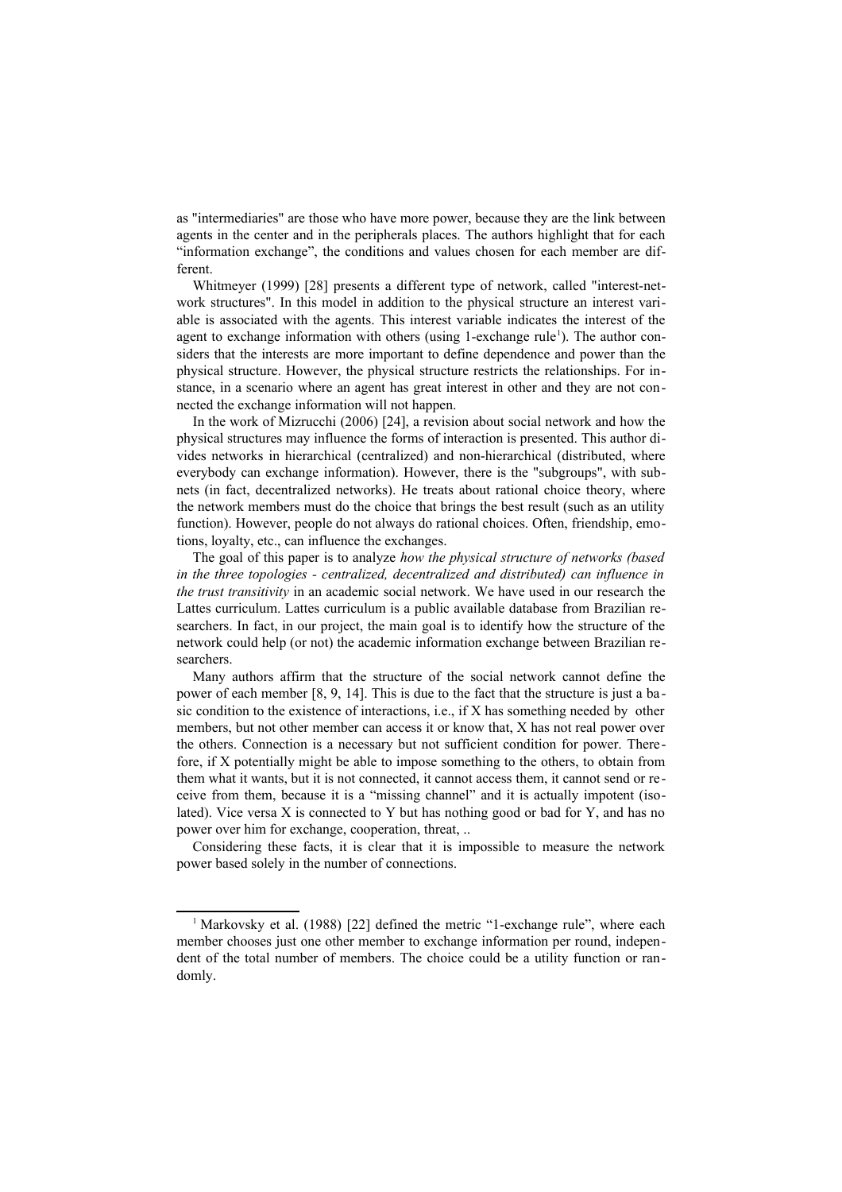as "intermediaries" are those who have more power, because they are the link between agents in the center and in the peripherals places. The authors highlight that for each “information exchange”, the conditions and values chosen for each member are different.

Whitmeyer (1999) [28] presents a different type of network, called "interest-network structures". In this model in addition to the physical structure an interest variable is associated with the agents. This interest variable indicates the interest of the agent to exchange information with others (using 1-exchange rule[1]). The author considers that the interests are more important to define dependence and power than the physical structure. However, the physical structure restricts the relationships. For instance, in a scenario where an agent has great interest in other and they are not connected the exchange information will not happen.

In the work of Mizrucchi (2006) [24], a revision about social network and how the physical structures may influence the forms of interaction is presented. This author divides networks in hierarchical (centralized) and non-hierarchical (distributed, where everybody can exchange information). However, there is the "subgroups", with subnets (in fact, decentralized networks). He treats about rational choice theory, where the network members must do the choice that brings the best result (such as an utility function). However, people do not always do rational choices. Often, friendship, emotions, loyalty, etc., can influence the exchanges.

The goal of this paper is to analyze *how the physical structure of networks (based in the three topologies - centralized, decentralized and distributed) can influence in the trust transitivity* in an academic social network. We have used in our research the Lattes curriculum. Lattes curriculum is a public available database from Brazilian researchers. In fact, in our project, the main goal is to identify how the structure of the network could help (or not) the academic information exchange between Brazilian researchers.

Many authors affirm that the structure of the social network cannot define the power of each member [8, 9, 14]. This is due to the fact that the structure is just a basic condition to the existence of interactions, i.e., if X has something needed by other members, but not other member can access it or know that, X has not real power over the others. Connection is a necessary but not sufficient condition for power. Therefore, if X potentially might be able to impose something to the others, to obtain from them what it wants, but it is not connected, it cannot access them, it cannot send or receive from them, because it is a “missing channel” and it is actually impotent (isolated). Vice versa X is connected to Y but has nothing good or bad for Y, and has no power over him for exchange, cooperation, threat, ..

Considering these facts, it is clear that it is impossible to measure the network power based solely in the number of connections.

---

[1] Markovsky et al. (1988) [22] defined the metric “1-exchange rule”, where each member chooses just one other member to exchange information per round, independent of the total number of members. The choice could be a utility function or randomly.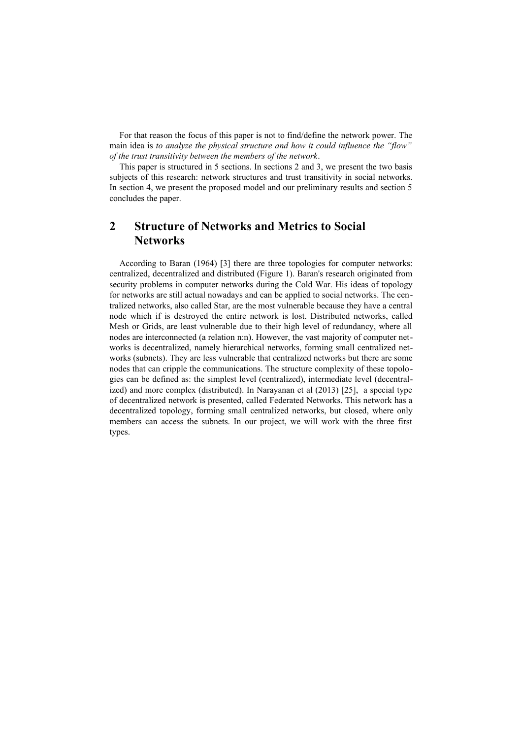For that reason the focus of this paper is not to find/define the network power. The main idea is *to analyze the physical structure and how it could influence the "flow" of the trust transitivity between the members of the network*.

This paper is structured in 5 sections. In sections 2 and 3, we present the two basis subjects of this research: network structures and trust transitivity in social networks. In section 4, we present the proposed model and our preliminary results and section 5 concludes the paper.

## 2 Structure of Networks and Metrics to Social Networks

According to Baran (1964) [3] there are three topologies for computer networks: centralized, decentralized and distributed (Figure 1). Baran's research originated from security problems in computer networks during the Cold War. His ideas of topology for networks are still actual nowadays and can be applied to social networks. The centralized networks, also called Star, are the most vulnerable because they have a central node which if is destroyed the entire network is lost. Distributed networks, called Mesh or Grids, are least vulnerable due to their high level of redundancy, where all nodes are interconnected (a relation n:n). However, the vast majority of computer networks is decentralized, namely hierarchical networks, forming small centralized networks (subnets). They are less vulnerable that centralized networks but there are some nodes that can cripple the communications. The structure complexity of these topologies can be defined as: the simplest level (centralized), intermediate level (decentralized) and more complex (distributed). In Narayanan et al (2013) [25], a special type of decentralized network is presented, called Federated Networks. This network has a decentralized topology, forming small centralized networks, but closed, where only members can access the subnets. In our project, we will work with the three first types.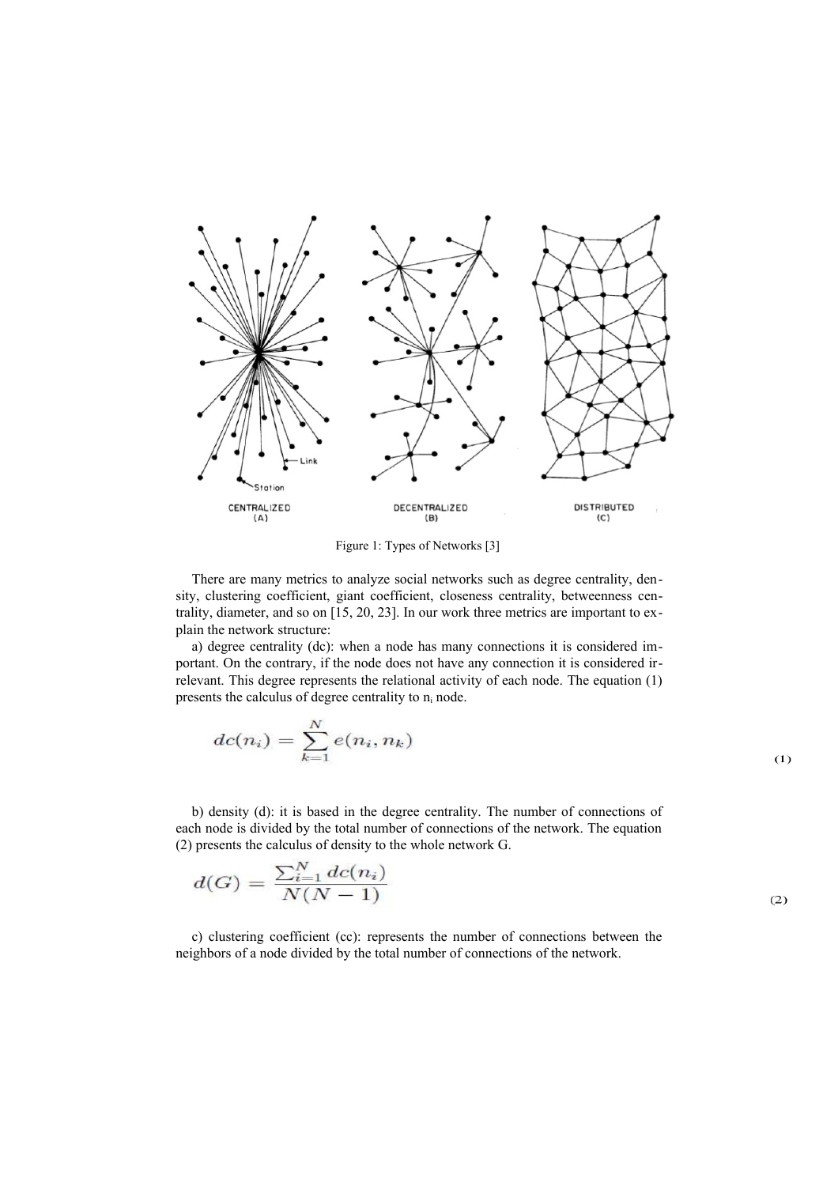Figure 1: Types of Networks [3]

There are many metrics to analyze social networks such as degree centrality, density, clustering coefficient, giant coefficient, closeness centrality, betweenness centrality, diameter, and so on [15, 20, 23]. In our work three metrics are important to explain the network structure:

a) degree centrality (dc): when a node has many connections it is considered important. On the contrary, if the node does not have any connection it is considered irrelevant. This degree represents the relational activity of each node. The equation (1) presents the calculus of degree centrality to $n_i$ node.

$$dc(n_i) = \sum_{k=1}^{N} e(n_i, n_k) \tag{1}$$

b) density (d): it is based in the degree centrality. The number of connections of each node is divided by the total number of connections of the network. The equation (2) presents the calculus of density to the whole network G.

$$d(G) = \frac{\sum_{i=1}^{N} dc(n_i)}{N(N-1)} \tag{2}$$

c) clustering coefficient (cc): represents the number of connections between the neighbors of a node divided by the total number of connections of the network.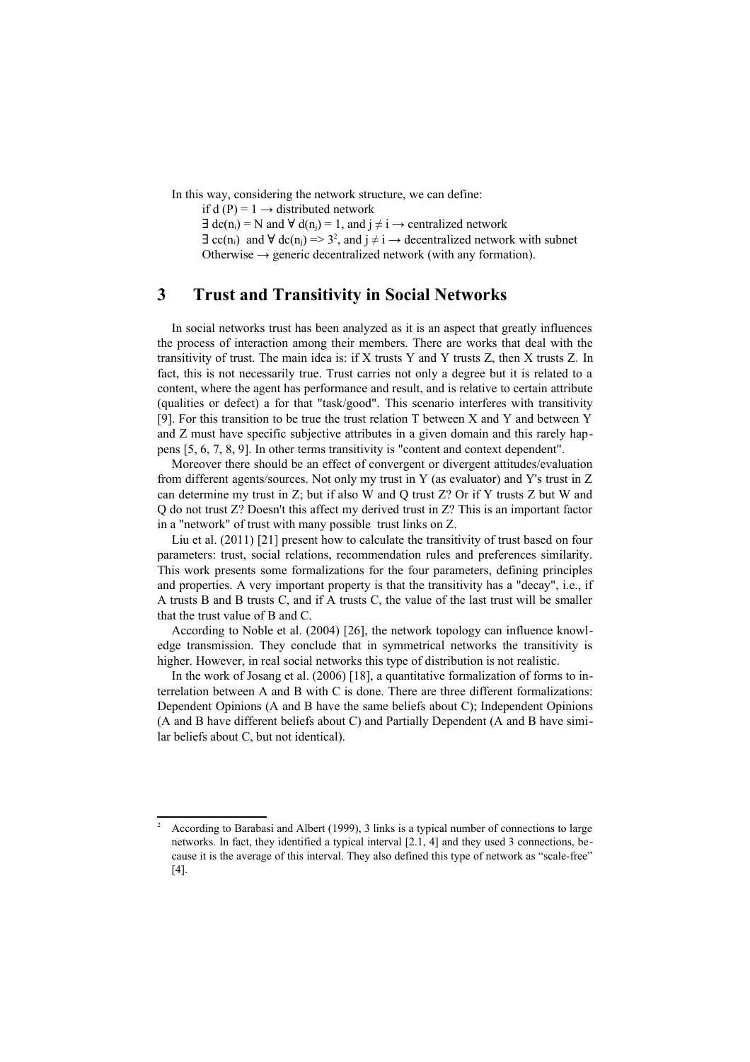In this way, considering the network structure, we can define:

if $d(P) = 1 \rightarrow$ distributed network

$\exists\, dc(n_i) = N$ and $\forall\, d(n_j) = 1$, and $j \neq i \rightarrow$ centralized network

$\exists\, cc(n_i)$ and $\forall\, dc(n_j) \Rightarrow 3$[2], and $j \neq i \rightarrow$ decentralized network with subnet

Otherwise $\rightarrow$ generic decentralized network (with any formation).

## 3 Trust and Transitivity in Social Networks

In social networks trust has been analyzed as it is an aspect that greatly influences the process of interaction among their members. There are works that deal with the transitivity of trust. The main idea is: if X trusts Y and Y trusts Z, then X trusts Z. In fact, this is not necessarily true. Trust carries not only a degree but it is related to a content, where the agent has performance and result, and is relative to certain attribute (qualities or defect) a for that "task/good". This scenario interferes with transitivity [9]. For this transition to be true the trust relation T between X and Y and between Y and Z must have specific subjective attributes in a given domain and this rarely happens [5, 6, 7, 8, 9]. In other terms transitivity is "content and context dependent".

Moreover there should be an effect of convergent or divergent attitudes/evaluation from different agents/sources. Not only my trust in Y (as evaluator) and Y's trust in Z can determine my trust in Z; but if also W and Q trust Z? Or if Y trusts Z but W and Q do not trust Z? Doesn't this affect my derived trust in Z? This is an important factor in a "network" of trust with many possible trust links on Z.

Liu et al. (2011) [21] present how to calculate the transitivity of trust based on four parameters: trust, social relations, recommendation rules and preferences similarity. This work presents some formalizations for the four parameters, defining principles and properties. A very important property is that the transitivity has a "decay", i.e., if A trusts B and B trusts C, and if A trusts C, the value of the last trust will be smaller that the trust value of B and C.

According to Noble et al. (2004) [26], the network topology can influence knowledge transmission. They conclude that in symmetrical networks the transitivity is higher. However, in real social networks this type of distribution is not realistic.

In the work of Josang et al. (2006) [18], a quantitative formalization of forms to interrelation between A and B with C is done. There are three different formalizations: Dependent Opinions (A and B have the same beliefs about C); Independent Opinions (A and B have different beliefs about C) and Partially Dependent (A and B have similar beliefs about C, but not identical).

---

[2] According to Barabasi and Albert (1999), 3 links is a typical number of connections to large networks. In fact, they identified a typical interval [2.1, 4] and they used 3 connections, because it is the average of this interval. They also defined this type of network as "scale-free" [4].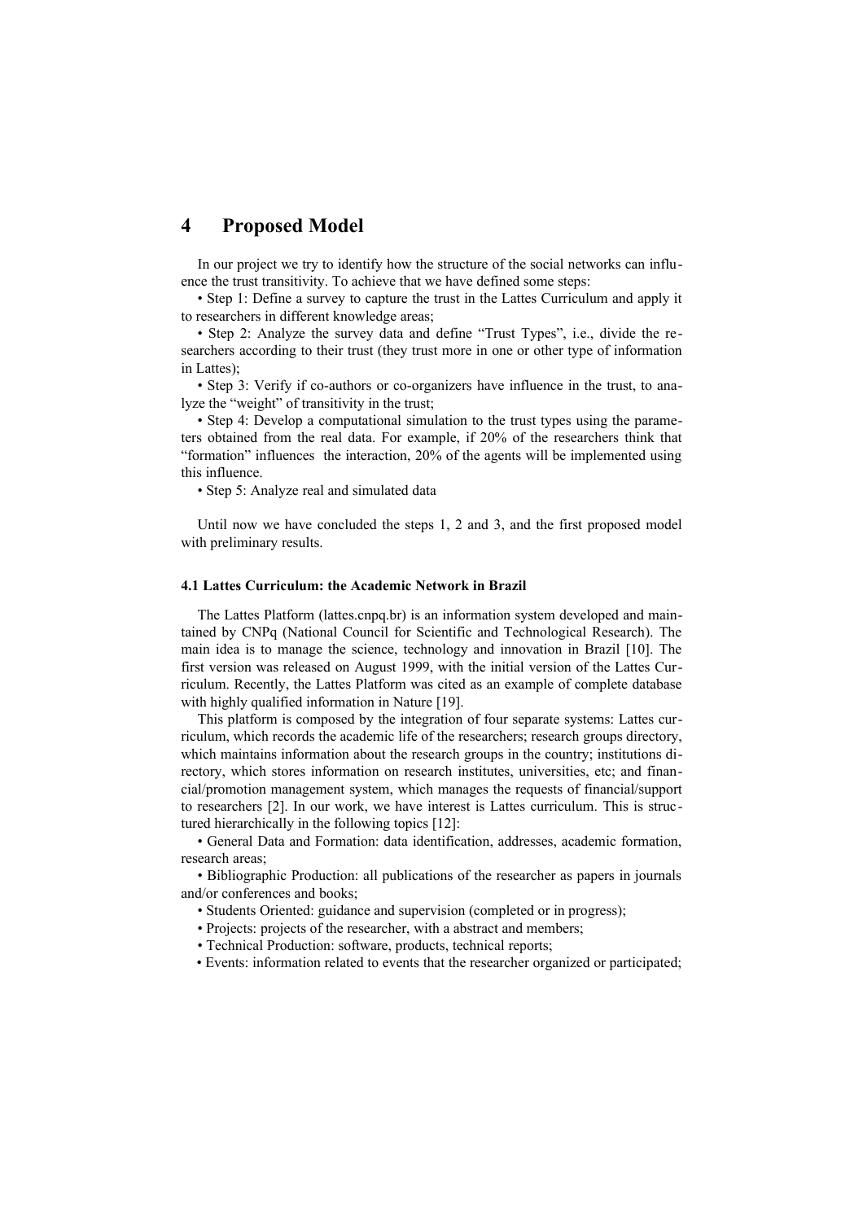# 4 Proposed Model

In our project we try to identify how the structure of the social networks can influence the trust transitivity. To achieve that we have defined some steps:

- Step 1: Define a survey to capture the trust in the Lattes Curriculum and apply it to researchers in different knowledge areas;
- Step 2: Analyze the survey data and define "Trust Types", i.e., divide the researchers according to their trust (they trust more in one or other type of information in Lattes);
- Step 3: Verify if co-authors or co-organizers have influence in the trust, to analyze the "weight" of transitivity in the trust;
- Step 4: Develop a computational simulation to the trust types using the parameters obtained from the real data. For example, if 20% of the researchers think that "formation" influences the interaction, 20% of the agents will be implemented using this influence.
- Step 5: Analyze real and simulated data

Until now we have concluded the steps 1, 2 and 3, and the first proposed model with preliminary results.

#### 4.1 Lattes Curriculum: the Academic Network in Brazil

The Lattes Platform (lattes.cnpq.br) is an information system developed and maintained by CNPq (National Council for Scientific and Technological Research). The main idea is to manage the science, technology and innovation in Brazil [10]. The first version was released on August 1999, with the initial version of the Lattes Curriculum. Recently, the Lattes Platform was cited as an example of complete database with highly qualified information in Nature [19].

This platform is composed by the integration of four separate systems: Lattes curriculum, which records the academic life of the researchers; research groups directory, which maintains information about the research groups in the country; institutions directory, which stores information on research institutes, universities, etc; and financial/promotion management system, which manages the requests of financial/support to researchers [2]. In our work, we have interest is Lattes curriculum. This is structured hierarchically in the following topics [12]:

- General Data and Formation: data identification, addresses, academic formation, research areas;
- Bibliographic Production: all publications of the researcher as papers in journals and/or conferences and books;
- Students Oriented: guidance and supervision (completed or in progress);
- Projects: projects of the researcher, with a abstract and members;
- Technical Production: software, products, technical reports;
- Events: information related to events that the researcher organized or participated;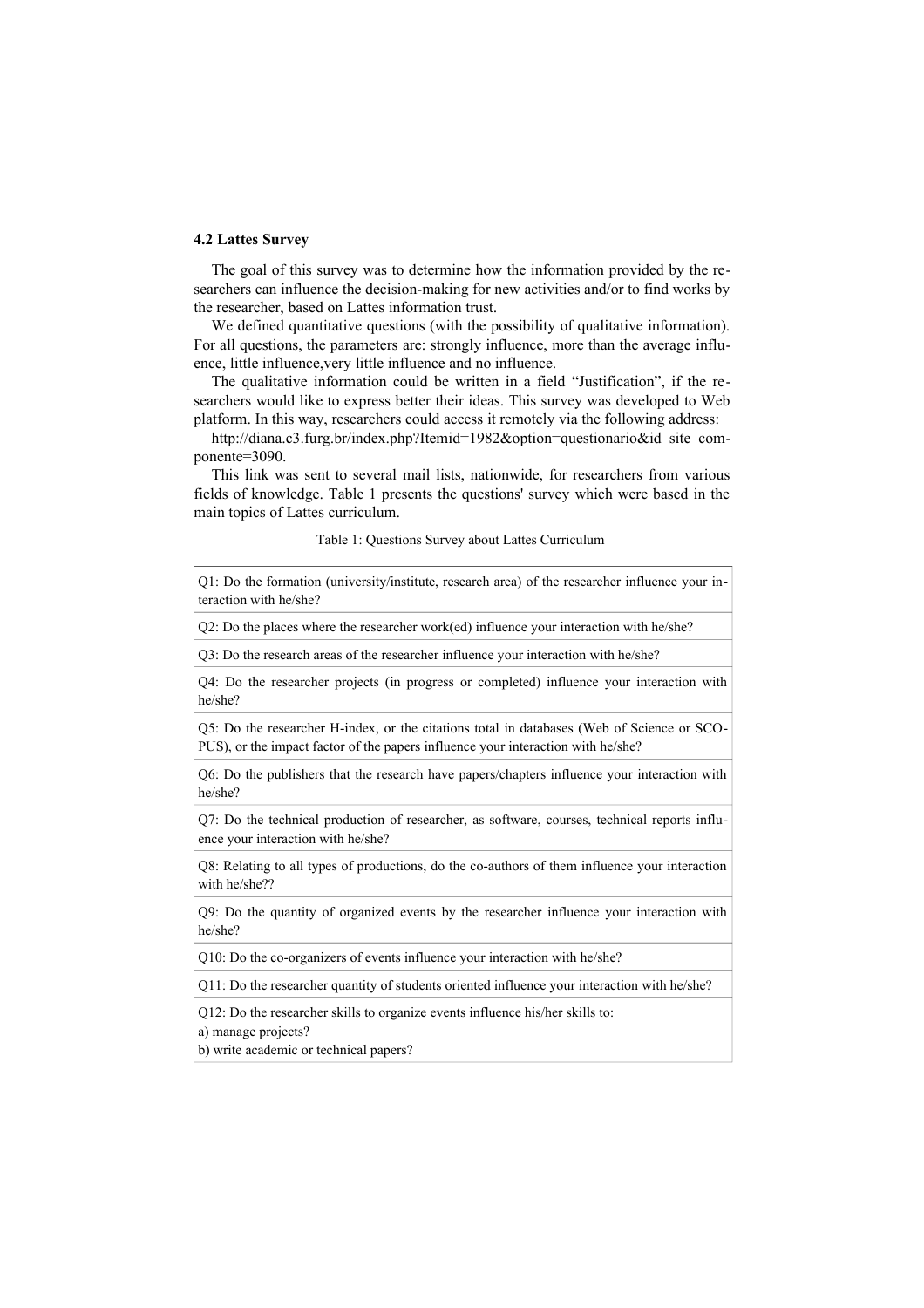### 4.2 Lattes Survey

The goal of this survey was to determine how the information provided by the researchers can influence the decision-making for new activities and/or to find works by the researcher, based on Lattes information trust.

We defined quantitative questions (with the possibility of qualitative information). For all questions, the parameters are: strongly influence, more than the average influence, little influence,very little influence and no influence.

The qualitative information could be written in a field "Justification", if the researchers would like to express better their ideas. This survey was developed to Web platform. In this way, researchers could access it remotely via the following address:

http://diana.c3.furg.br/index.php?Itemid=1982&option=questionario&id_site_componente=3090.

This link was sent to several mail lists, nationwide, for researchers from various fields of knowledge. Table 1 presents the questions' survey which were based in the main topics of Lattes curriculum.

Table 1: Questions Survey about Lattes Curriculum

| |
|---|
| Q1: Do the formation (university/institute, research area) of the researcher influence your interaction with he/she? |
| Q2: Do the places where the researcher work(ed) influence your interaction with he/she? |
| Q3: Do the research areas of the researcher influence your interaction with he/she? |
| Q4: Do the researcher projects (in progress or completed) influence your interaction with he/she? |
| Q5: Do the researcher H-index, or the citations total in databases (Web of Science or SCOPUS), or the impact factor of the papers influence your interaction with he/she? |
| Q6: Do the publishers that the research have papers/chapters influence your interaction with he/she? |
| Q7: Do the technical production of researcher, as software, courses, technical reports influence your interaction with he/she? |
| Q8: Relating to all types of productions, do the co-authors of them influence your interaction with he/she?? |
| Q9: Do the quantity of organized events by the researcher influence your interaction with he/she? |
| Q10: Do the co-organizers of events influence your interaction with he/she? |
| Q11: Do the researcher quantity of students oriented influence your interaction with he/she? |
| Q12: Do the researcher skills to organize events influence his/her skills to:<br>a) manage projects?<br>b) write academic or technical papers? |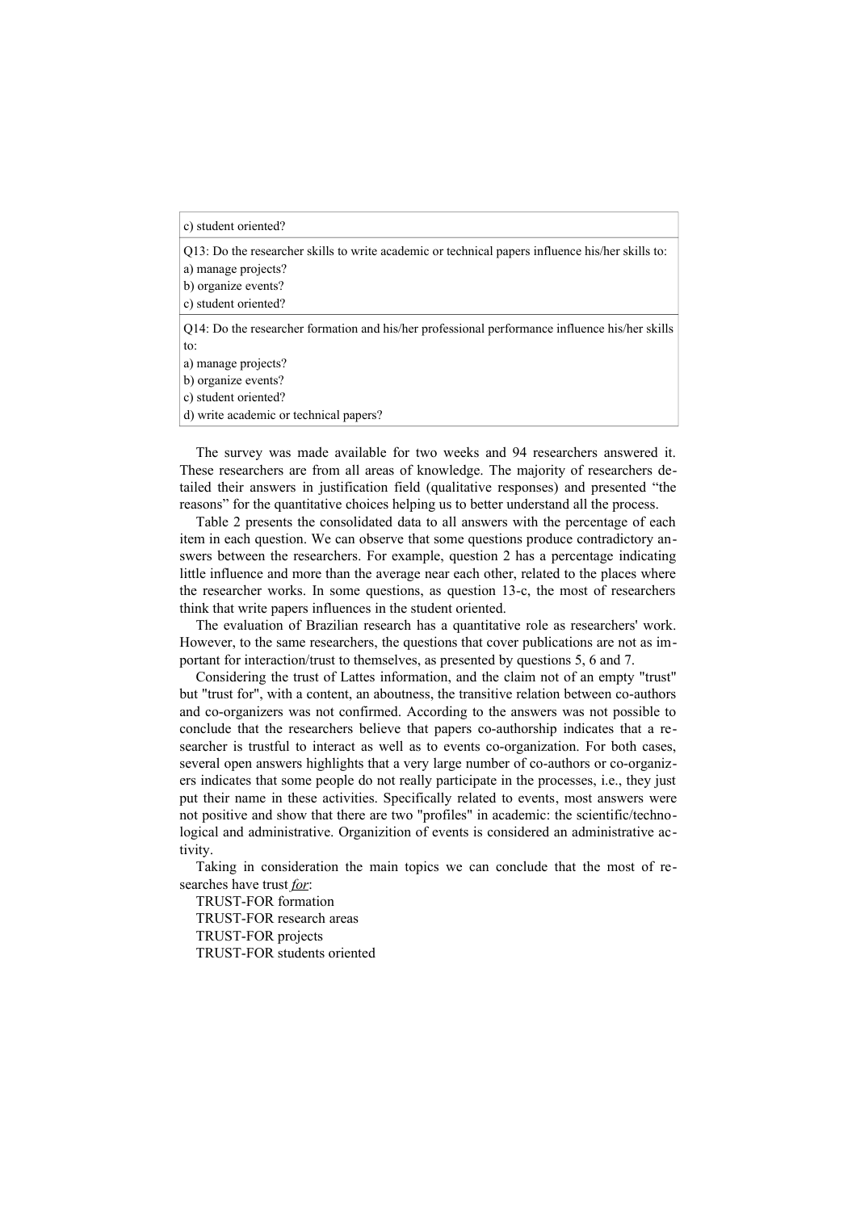| c) student oriented? |
|---|
| Q13: Do the researcher skills to write academic or technical papers influence his/her skills to:<br>a) manage projects?<br>b) organize events?<br>c) student oriented? |
| Q14: Do the researcher formation and his/her professional performance influence his/her skills to:<br>a) manage projects?<br>b) organize events?<br>c) student oriented?<br>d) write academic or technical papers? |

The survey was made available for two weeks and 94 researchers answered it. These researchers are from all areas of knowledge. The majority of researchers detailed their answers in justification field (qualitative responses) and presented "the reasons" for the quantitative choices helping us to better understand all the process.

Table 2 presents the consolidated data to all answers with the percentage of each item in each question. We can observe that some questions produce contradictory answers between the researchers. For example, question 2 has a percentage indicating little influence and more than the average near each other, related to the places where the researcher works. In some questions, as question 13-c, the most of researchers think that write papers influences in the student oriented.

The evaluation of Brazilian research has a quantitative role as researchers' work. However, to the same researchers, the questions that cover publications are not as important for interaction/trust to themselves, as presented by questions 5, 6 and 7.

Considering the trust of Lattes information, and the claim not of an empty "trust" but "trust for", with a content, an aboutness, the transitive relation between co-authors and co-organizers was not confirmed. According to the answers was not possible to conclude that the researchers believe that papers co-authorship indicates that a researcher is trustful to interact as well as to events co-organization. For both cases, several open answers highlights that a very large number of co-authors or co-organizers indicates that some people do not really participate in the processes, i.e., they just put their name in these activities. Specifically related to events, most answers were not positive and show that there are two "profiles" in academic: the scientific/technological and administrative. Organizition of events is considered an administrative activity.

Taking in consideration the main topics we can conclude that the most of researches have trust *for*:

TRUST-FOR formation
TRUST-FOR research areas
TRUST-FOR projects
TRUST-FOR students oriented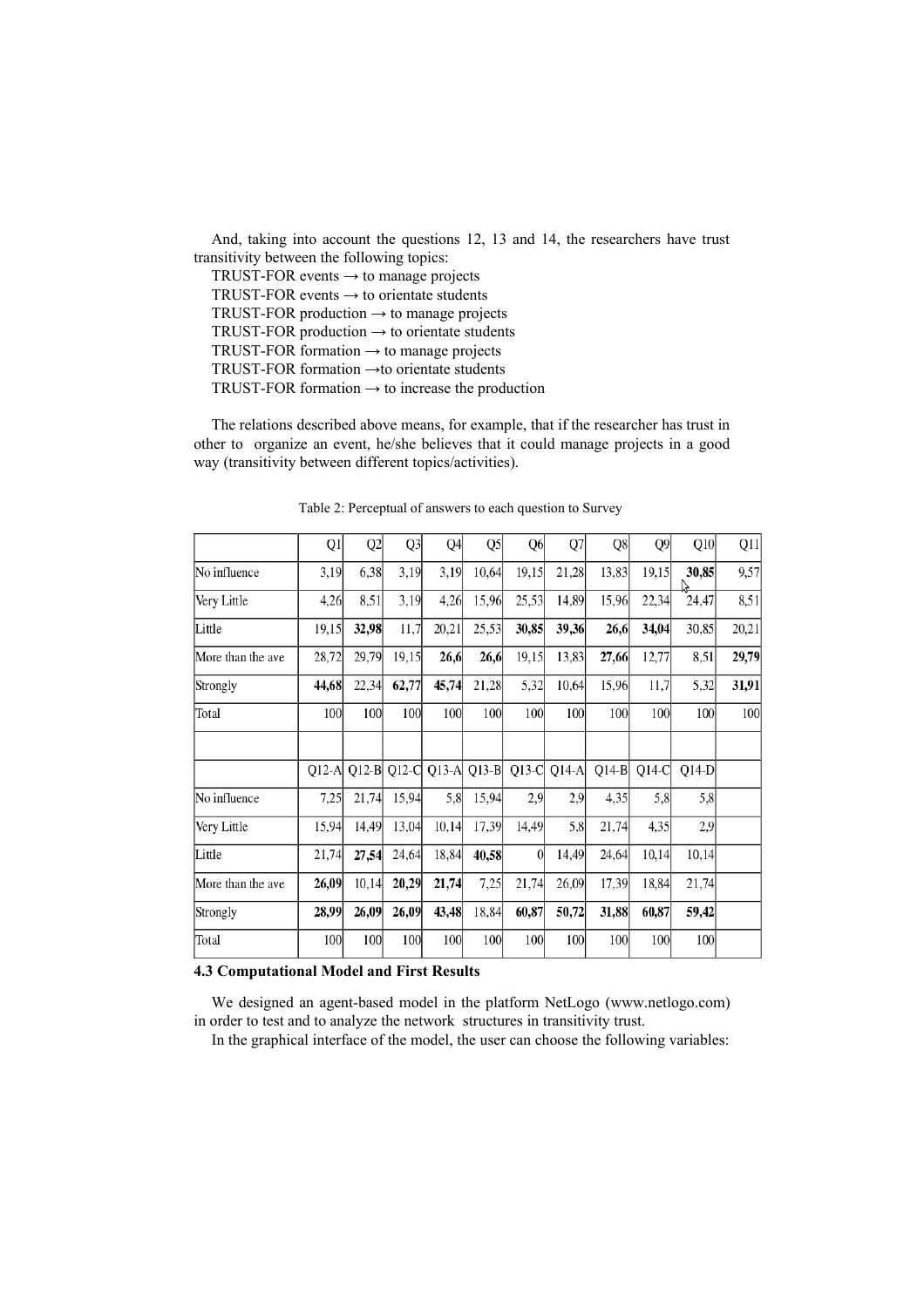And, taking into account the questions 12, 13 and 14, the researchers have trust transitivity between the following topics:

TRUST-FOR events → to manage projects
TRUST-FOR events → to orientate students
TRUST-FOR production → to manage projects
TRUST-FOR production → to orientate students
TRUST-FOR formation → to manage projects
TRUST-FOR formation →to orientate students
TRUST-FOR formation → to increase the production

The relations described above means, for example, that if the researcher has trust in other to organize an event, he/she believes that it could manage projects in a good way (transitivity between different topics/activities).

Table 2: Perceptual of answers to each question to Survey

| | Q1 | Q2 | Q3 | Q4 | Q5 | Q6 | Q7 | Q8 | Q9 | Q10 | Q11 |
|---|---|---|---|---|---|---|---|---|---|---|---|
| No influence | 3,19 | 6,38 | 3,19 | 3,19 | 10,64 | 19,15 | 21,28 | 13,83 | 19,15 | **30,85** | 9,57 |
| Very Little | 4,26 | 8,51 | 3,19 | 4,26 | 15,96 | 25,53 | 14,89 | 15,96 | 22,34 | 24,47 | 8,51 |
| Little | 19,15 | **32,98** | 11,7 | 20,21 | 25,53 | **30,85** | **39,36** | **26,6** | **34,04** | 30,85 | 20,21 |
| More than the ave | 28,72 | 29,79 | 19,15 | **26,6** | **26,6** | 19,15 | 13,83 | **27,66** | 12,77 | 8,51 | **29,79** |
| Strongly | **44,68** | 22,34 | **62,77** | **45,74** | 21,28 | 5,32 | 10,64 | 15,96 | 11,7 | 5,32 | **31,91** |
| Total | 100 | 100 | 100 | 100 | 100 | 100 | 100 | 100 | 100 | 100 | 100 |
| | | | | | | | | | | | |
| | Q12-A | Q12-B | Q12-C | Q13-A | Q13-B | Q13-C | Q14-A | Q14-B | Q14-C | Q14-D | |
| No influence | 7,25 | 21,74 | 15,94 | 5,8 | 15,94 | 2,9 | 2,9 | 4,35 | 5,8 | 5,8 | |
| Very Little | 15,94 | 14,49 | 13,04 | 10,14 | 17,39 | 14,49 | 5,8 | 21,74 | 4,35 | 2,9 | |
| Little | 21,74 | **27,54** | 24,64 | 18,84 | **40,58** | 0 | 14,49 | 24,64 | 10,14 | 10,14 | |
| More than the ave | **26,09** | 10,14 | **20,29** | **21,74** | 7,25 | 21,74 | 26,09 | 17,39 | 18,84 | 21,74 | |
| Strongly | **28,99** | **26,09** | **26,09** | **43,48** | 18,84 | **60,87** | **50,72** | **31,88** | **60,87** | **59,42** | |
| Total | 100 | 100 | 100 | 100 | 100 | 100 | 100 | 100 | 100 | 100 | |

### 4.3 Computational Model and First Results

We designed an agent-based model in the platform NetLogo (www.netlogo.com) in order to test and to analyze the network structures in transitivity trust.

In the graphical interface of the model, the user can choose the following variables: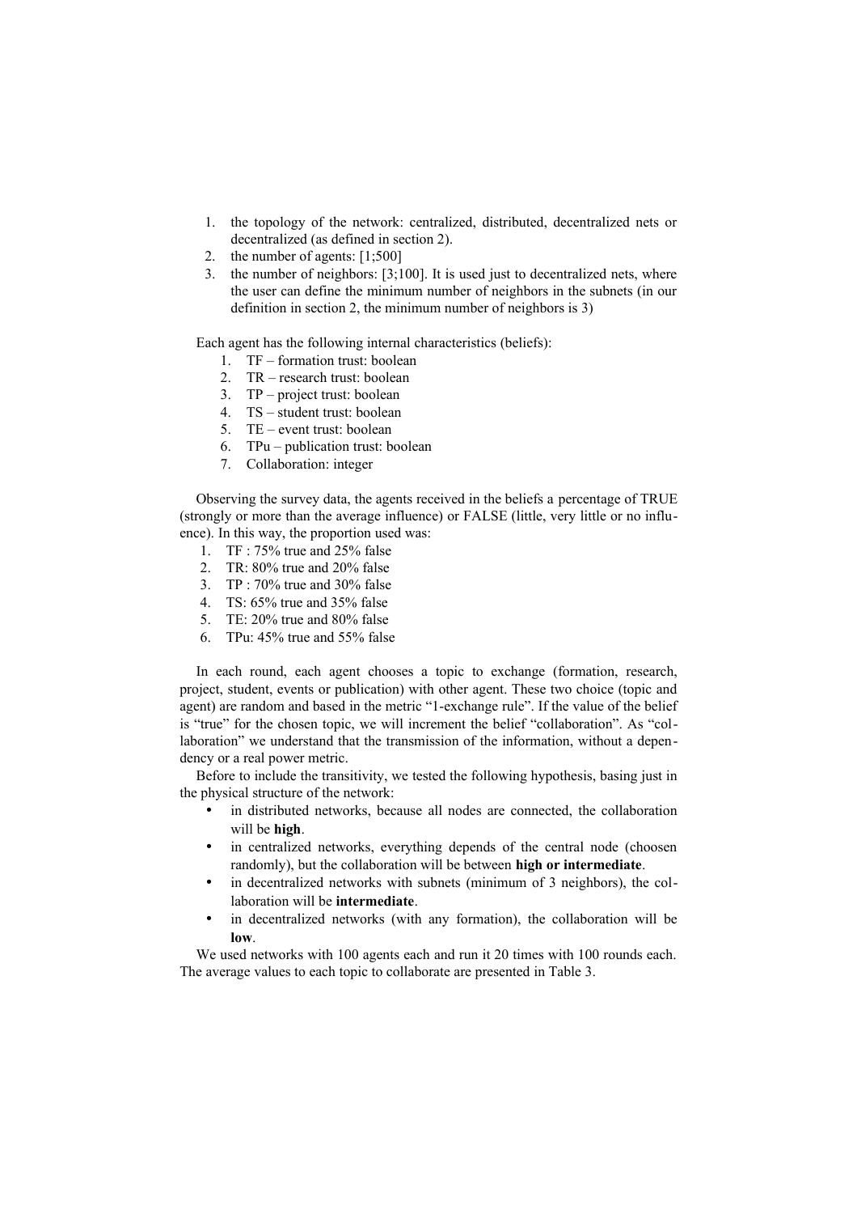1. the topology of the network: centralized, distributed, decentralized nets or decentralized (as defined in section 2).
2. the number of agents: [1;500]
3. the number of neighbors: [3;100]. It is used just to decentralized nets, where the user can define the minimum number of neighbors in the subnets (in our definition in section 2, the minimum number of neighbors is 3)

Each agent has the following internal characteristics (beliefs):

1. TF – formation trust: boolean
2. TR – research trust: boolean
3. TP – project trust: boolean
4. TS – student trust: boolean
5. TE – event trust: boolean
6. TPu – publication trust: boolean
7. Collaboration: integer

Observing the survey data, the agents received in the beliefs a percentage of TRUE (strongly or more than the average influence) or FALSE (little, very little or no influence). In this way, the proportion used was:

1. TF : 75% true and 25% false
2. TR: 80% true and 20% false
3. TP : 70% true and 30% false
4. TS: 65% true and 35% false
5. TE: 20% true and 80% false
6. TPu: 45% true and 55% false

In each round, each agent chooses a topic to exchange (formation, research, project, student, events or publication) with other agent. These two choice (topic and agent) are random and based in the metric "1-exchange rule". If the value of the belief is "true" for the chosen topic, we will increment the belief "collaboration". As "collaboration" we understand that the transmission of the information, without a dependency or a real power metric.

Before to include the transitivity, we tested the following hypothesis, basing just in the physical structure of the network:

- in distributed networks, because all nodes are connected, the collaboration will be **high**.
- in centralized networks, everything depends of the central node (choosen randomly), but the collaboration will be between **high or intermediate**.
- in decentralized networks with subnets (minimum of 3 neighbors), the collaboration will be **intermediate**.
- in decentralized networks (with any formation), the collaboration will be **low**.

We used networks with 100 agents each and run it 20 times with 100 rounds each. The average values to each topic to collaborate are presented in Table 3.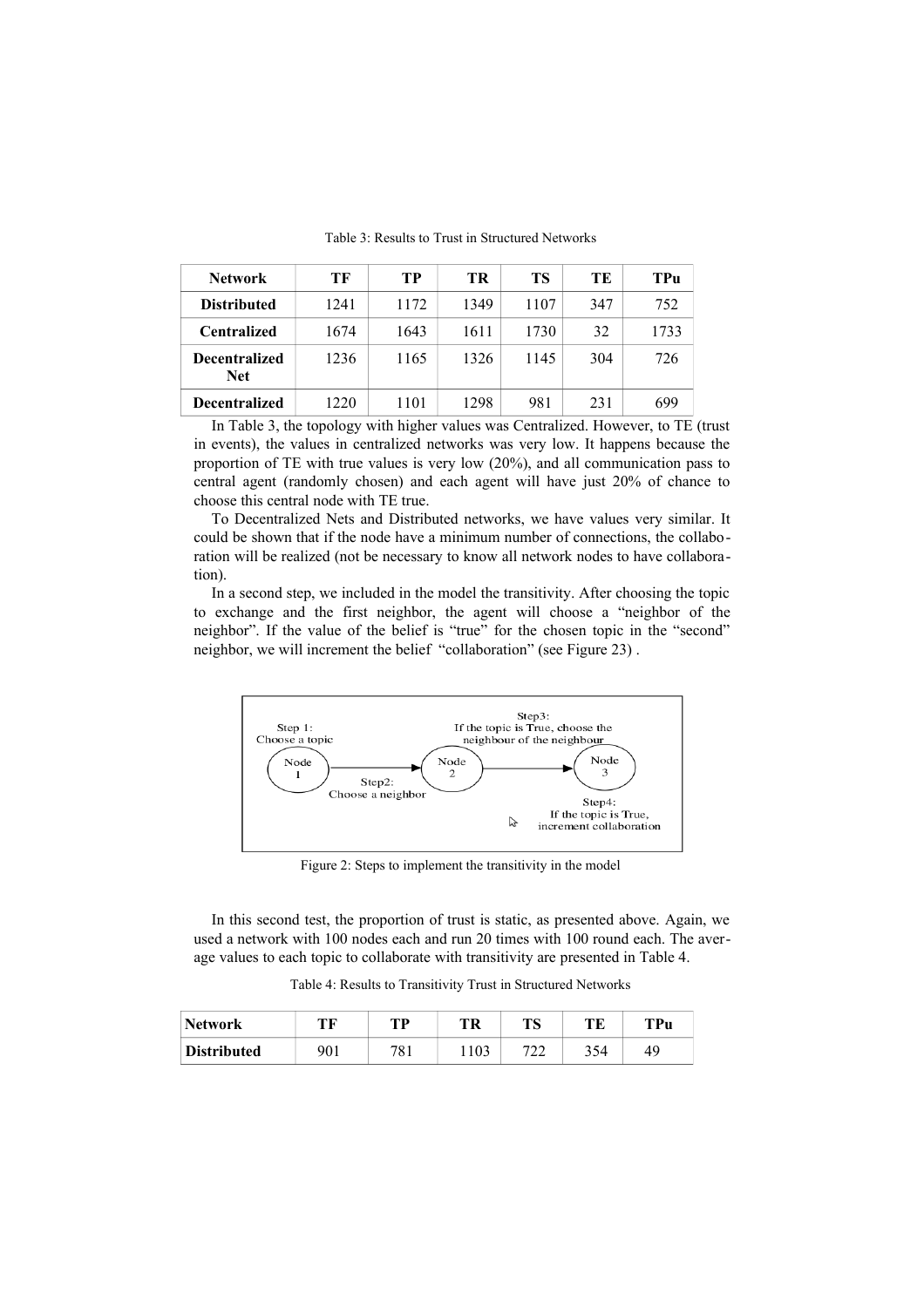Table 3: Results to Trust in Structured Networks

| Network | TF | TP | TR | TS | TE | TPu |
|---|---|---|---|---|---|---|
| **Distributed** | 1241 | 1172 | 1349 | 1107 | 347 | 752 |
| **Centralized** | 1674 | 1643 | 1611 | 1730 | 32 | 1733 |
| **Decentralized Net** | 1236 | 1165 | 1326 | 1145 | 304 | 726 |
| **Decentralized** | 1220 | 1101 | 1298 | 981 | 231 | 699 |

In Table 3, the topology with higher values was Centralized. However, to TE (trust in events), the values in centralized networks was very low. It happens because the proportion of TE with true values is very low (20%), and all communication pass to central agent (randomly chosen) and each agent will have just 20% of chance to choose this central node with TE true.

To Decentralized Nets and Distributed networks, we have values very similar. It could be shown that if the node have a minimum number of connections, the collaboration will be realized (not be necessary to know all network nodes to have collaboration).

In a second step, we included in the model the transitivity. After choosing the topic to exchange and the first neighbor, the agent will choose a "neighbor of the neighbor". If the value of the belief is "true" for the chosen topic in the "second" neighbor, we will increment the belief "collaboration" (see Figure 23) .

Figure 2: Steps to implement the transitivity in the model

In this second test, the proportion of trust is static, as presented above. Again, we used a network with 100 nodes each and run 20 times with 100 round each. The average values to each topic to collaborate with transitivity are presented in Table 4.

Table 4: Results to Transitivity Trust in Structured Networks

| Network | TF | TP | TR | TS | TE | TPu |
|---|---|---|---|---|---|---|
| **Distributed** | 901 | 781 | 1103 | 722 | 354 | 49 |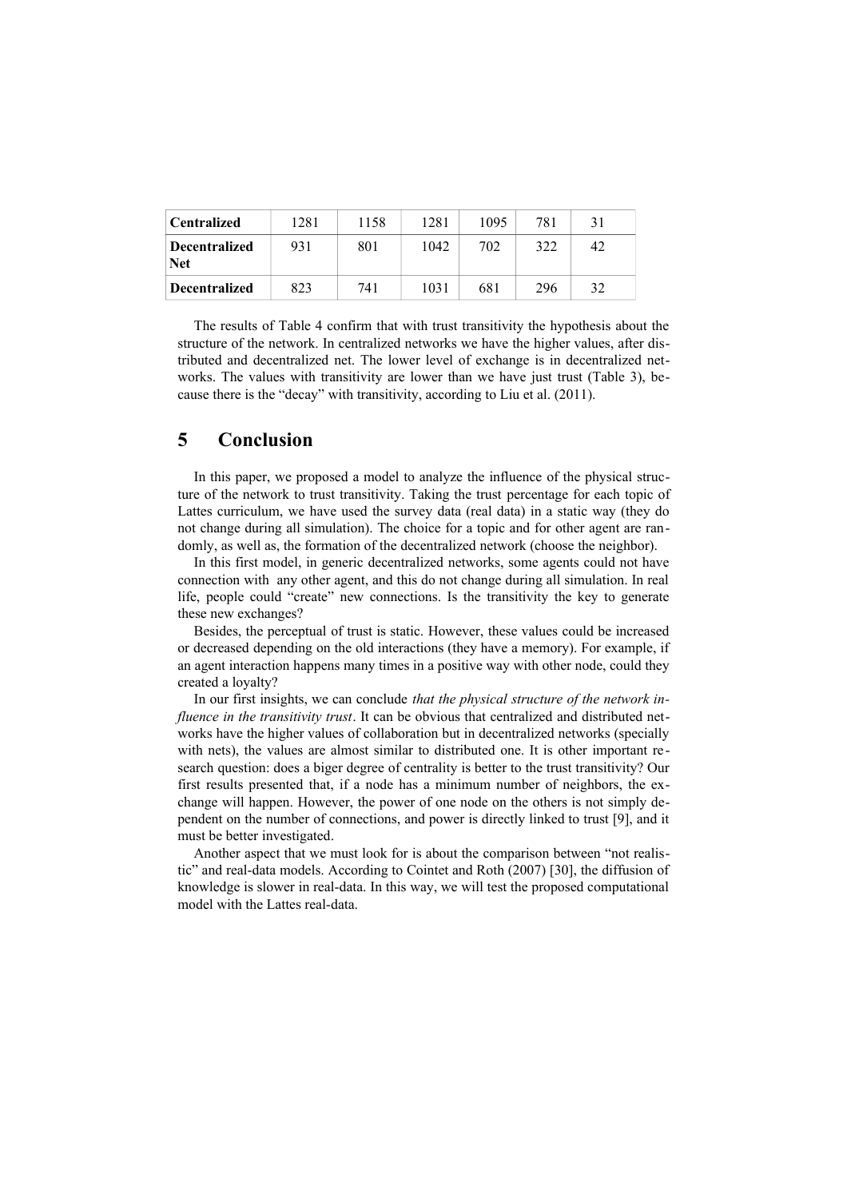| Centralized | 1281 | 1158 | 1281 | 1095 | 781 | 31 |
|---|---|---|---|---|---|---|
| **Decentralized Net** | 931 | 801 | 1042 | 702 | 322 | 42 |
| **Decentralized** | 823 | 741 | 1031 | 681 | 296 | 32 |

The results of Table 4 confirm that with trust transitivity the hypothesis about the structure of the network. In centralized networks we have the higher values, after distributed and decentralized net. The lower level of exchange is in decentralized networks. The values with transitivity are lower than we have just trust (Table 3), because there is the "decay" with transitivity, according to Liu et al. (2011).

## 5 Conclusion

In this paper, we proposed a model to analyze the influence of the physical structure of the network to trust transitivity. Taking the trust percentage for each topic of Lattes curriculum, we have used the survey data (real data) in a static way (they do not change during all simulation). The choice for a topic and for other agent are randomly, as well as, the formation of the decentralized network (choose the neighbor).

In this first model, in generic decentralized networks, some agents could not have connection with any other agent, and this do not change during all simulation. In real life, people could "create" new connections. Is the transitivity the key to generate these new exchanges?

Besides, the perceptual of trust is static. However, these values could be increased or decreased depending on the old interactions (they have a memory). For example, if an agent interaction happens many times in a positive way with other node, could they created a loyalty?

In our first insights, we can conclude *that the physical structure of the network influence in the transitivity trust*. It can be obvious that centralized and distributed networks have the higher values of collaboration but in decentralized networks (specially with nets), the values are almost similar to distributed one. It is other important research question: does a biger degree of centrality is better to the trust transitivity? Our first results presented that, if a node has a minimum number of neighbors, the exchange will happen. However, the power of one node on the others is not simply dependent on the number of connections, and power is directly linked to trust [9], and it must be better investigated.

Another aspect that we must look for is about the comparison between "not realistic" and real-data models. According to Cointet and Roth (2007) [30], the diffusion of knowledge is slower in real-data. In this way, we will test the proposed computational model with the Lattes real-data.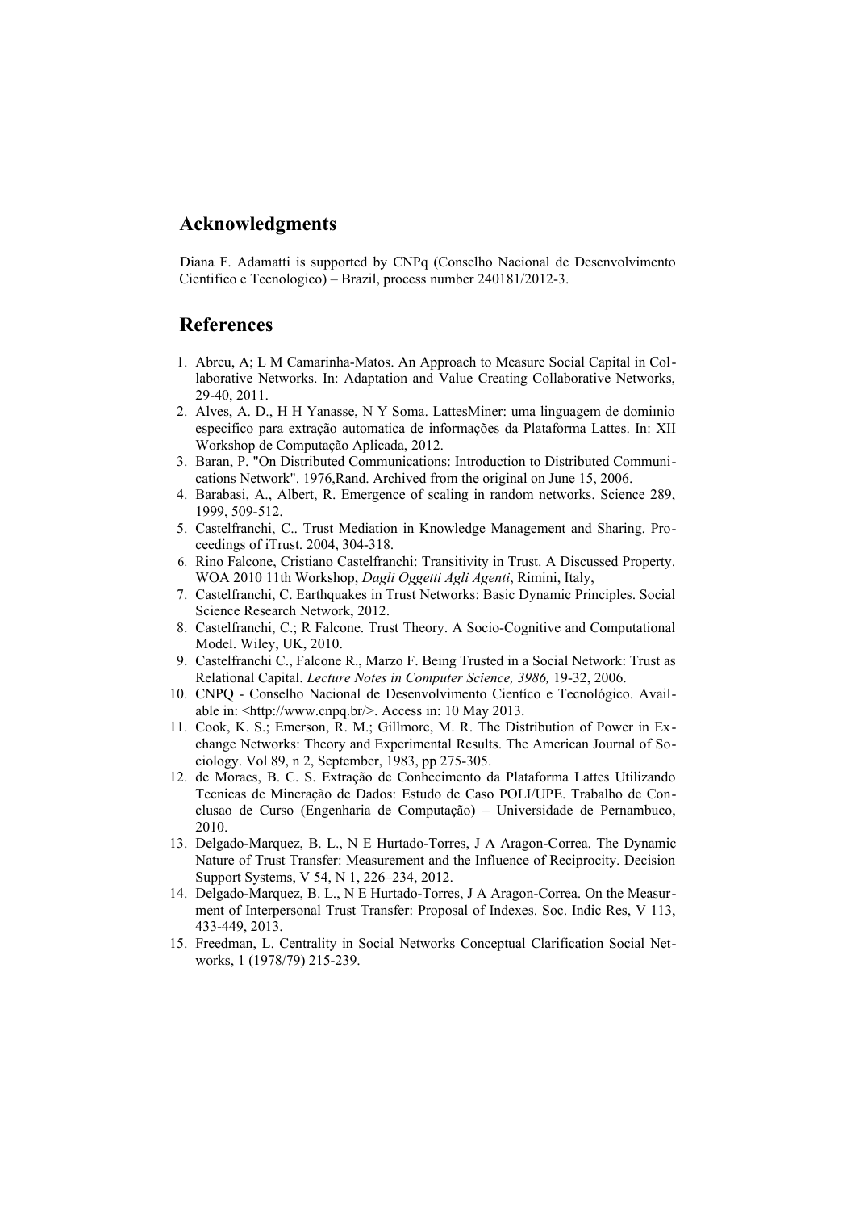## Acknowledgments

Diana F. Adamatti is supported by CNPq (Conselho Nacional de Desenvolvimento Cientifico e Tecnologico) – Brazil, process number 240181/2012-3.

## References

1. Abreu, A; L M Camarinha-Matos. An Approach to Measure Social Capital in Collaborative Networks. In: Adaptation and Value Creating Collaborative Networks, 29-40, 2011.
2. Alves, A. D., H H Yanasse, N Y Soma. LattesMiner: uma linguagem de domıınio especifico para extração automatica de informações da Plataforma Lattes. In: XII Workshop de Computação Aplicada, 2012.
3. Baran, P. "On Distributed Communications: Introduction to Distributed Communications Network". 1976,Rand. Archived from the original on June 15, 2006.
4. Barabasi, A., Albert, R. Emergence of scaling in random networks. Science 289, 1999, 509-512.
5. Castelfranchi, C.. Trust Mediation in Knowledge Management and Sharing. Proceedings of iTrust. 2004, 304-318.
6. Rino Falcone, Cristiano Castelfranchi: Transitivity in Trust. A Discussed Property. WOA 2010 11th Workshop, *Dagli Oggetti Agli Agenti*, Rimini, Italy,
7. Castelfranchi, C. Earthquakes in Trust Networks: Basic Dynamic Principles. Social Science Research Network, 2012.
8. Castelfranchi, C.; R Falcone. Trust Theory. A Socio-Cognitive and Computational Model. Wiley, UK, 2010.
9. Castelfranchi C., Falcone R., Marzo F. Being Trusted in a Social Network: Trust as Relational Capital. *Lecture Notes in Computer Science, 3986,* 19-32, 2006.
10. CNPQ - Conselho Nacional de Desenvolvimento Científico e Tecnológico. Available in: <http://www.cnpq.br/>. Access in: 10 May 2013.
11. Cook, K. S.; Emerson, R. M.; Gillmore, M. R. The Distribution of Power in Exchange Networks: Theory and Experimental Results. The American Journal of Sociology. Vol 89, n 2, September, 1983, pp 275-305.
12. de Moraes, B. C. S. Extração de Conhecimento da Plataforma Lattes Utilizando Tecnicas de Mineração de Dados: Estudo de Caso POLI/UPE. Trabalho de Conclusao de Curso (Engenharia de Computação) – Universidade de Pernambuco, 2010.
13. Delgado-Marquez, B. L., N E Hurtado-Torres, J A Aragon-Correa. The Dynamic Nature of Trust Transfer: Measurement and the Influence of Reciprocity. Decision Support Systems, V 54, N 1, 226–234, 2012.
14. Delgado-Marquez, B. L., N E Hurtado-Torres, J A Aragon-Correa. On the Measurment of Interpersonal Trust Transfer: Proposal of Indexes. Soc. Indic Res, V 113, 433-449, 2013.
15. Freedman, L. Centrality in Social Networks Conceptual Clarification Social Networks, 1 (1978/79) 215-239.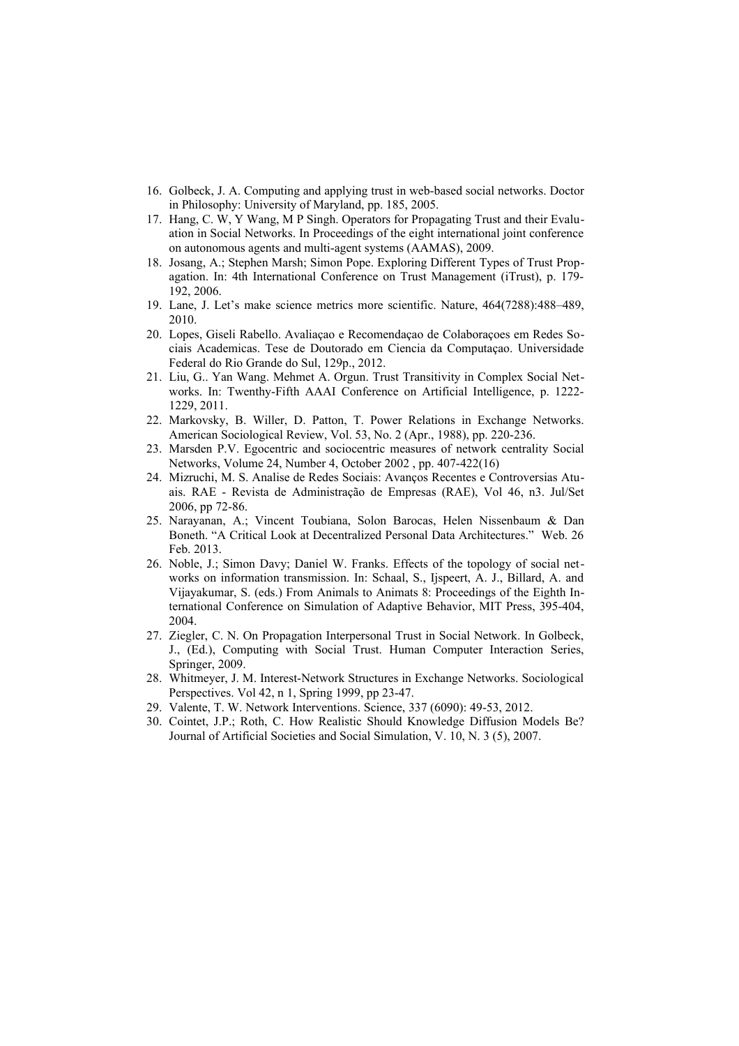16. Golbeck, J. A. Computing and applying trust in web-based social networks. Doctor in Philosophy: University of Maryland, pp. 185, 2005.
17. Hang, C. W, Y Wang, M P Singh. Operators for Propagating Trust and their Evaluation in Social Networks. In Proceedings of the eight international joint conference on autonomous agents and multi-agent systems (AAMAS), 2009.
18. Josang, A.; Stephen Marsh; Simon Pope. Exploring Different Types of Trust Propagation. In: 4th International Conference on Trust Management (iTrust), p. 179-192, 2006.
19. Lane, J. Let's make science metrics more scientific. Nature, 464(7288):488–489, 2010.
20. Lopes, Giseli Rabello. Avaliaçao e Recomendaçao de Colaboraçoes em Redes Sociais Academicas. Tese de Doutorado em Ciencia da Computaçao. Universidade Federal do Rio Grande do Sul, 129p., 2012.
21. Liu, G.. Yan Wang. Mehmet A. Orgun. Trust Transitivity in Complex Social Networks. In: Twenthy-Fifth AAAI Conference on Artificial Intelligence, p. 1222-1229, 2011.
22. Markovsky, B. Willer, D. Patton, T. Power Relations in Exchange Networks. American Sociological Review, Vol. 53, No. 2 (Apr., 1988), pp. 220-236.
23. Marsden P.V. Egocentric and sociocentric measures of network centrality Social Networks, Volume 24, Number 4, October 2002 , pp. 407-422(16)
24. Mizruchi, M. S. Analise de Redes Sociais: Avanços Recentes e Controversias Atuais. RAE - Revista de Administração de Empresas (RAE), Vol 46, n3. Jul/Set 2006, pp 72-86.
25. Narayanan, A.; Vincent Toubiana, Solon Barocas, Helen Nissenbaum & Dan Boneth. "A Critical Look at Decentralized Personal Data Architectures." Web. 26 Feb. 2013.
26. Noble, J.; Simon Davy; Daniel W. Franks. Effects of the topology of social networks on information transmission. In: Schaal, S., Ijspeert, A. J., Billard, A. and Vijayakumar, S. (eds.) From Animals to Animats 8: Proceedings of the Eighth International Conference on Simulation of Adaptive Behavior, MIT Press, 395-404, 2004.
27. Ziegler, C. N. On Propagation Interpersonal Trust in Social Network. In Golbeck, J., (Ed.), Computing with Social Trust. Human Computer Interaction Series, Springer, 2009.
28. Whitmeyer, J. M. Interest-Network Structures in Exchange Networks. Sociological Perspectives. Vol 42, n 1, Spring 1999, pp 23-47.
29. Valente, T. W. Network Interventions. Science, 337 (6090): 49-53, 2012.
30. Cointet, J.P.; Roth, C. How Realistic Should Knowledge Diffusion Models Be? Journal of Artificial Societies and Social Simulation, V. 10, N. 3 (5), 2007.